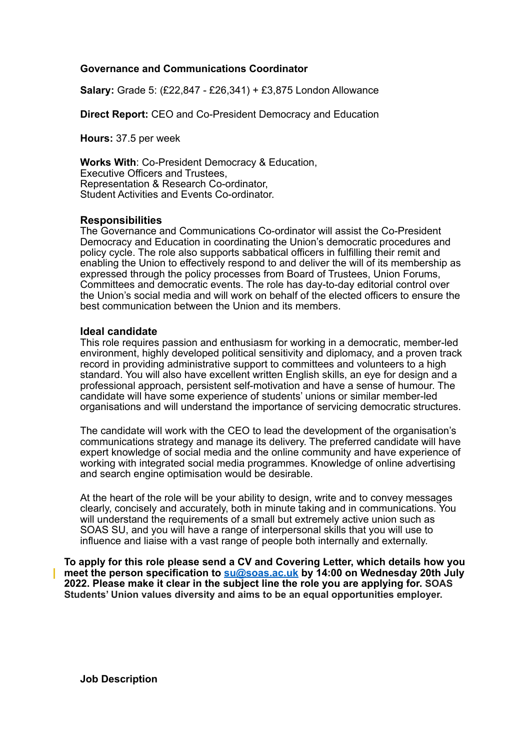**Governance and Communications Coordinator**

**Salary:** Grade 5: (£22,847 - £26,341) + £3,875 London Allowance

**Direct Report:** CEO and Co-President Democracy and Education

**Hours:** 37.5 per week

**Works With**: Co-President Democracy & Education,
Executive Officers and Trustees,
Representation & Research Co-ordinator,
Student Activities and Events Co-ordinator.

**Responsibilities**
The Governance and Communications Co-ordinator will assist the Co-President Democracy and Education in coordinating the Union's democratic procedures and policy cycle. The role also supports sabbatical officers in fulfilling their remit and enabling the Union to effectively respond to and deliver the will of its membership as expressed through the policy processes from Board of Trustees, Union Forums, Committees and democratic events. The role has day-to-day editorial control over the Union's social media and will work on behalf of the elected officers to ensure the best communication between the Union and its members.

**Ideal candidate**
This role requires passion and enthusiasm for working in a democratic, member-led environment, highly developed political sensitivity and diplomacy, and a proven track record in providing administrative support to committees and volunteers to a high standard. You will also have excellent written English skills, an eye for design and a professional approach, persistent self-motivation and have a sense of humour. The candidate will have some experience of students' unions or similar member-led organisations and will understand the importance of servicing democratic structures.

The candidate will work with the CEO to lead the development of the organisation's communications strategy and manage its delivery. The preferred candidate will have expert knowledge of social media and the online community and have experience of working with integrated social media programmes. Knowledge of online advertising and search engine optimisation would be desirable.

At the heart of the role will be your ability to design, write and to convey messages clearly, concisely and accurately, both in minute taking and in communications. You will understand the requirements of a small but extremely active union such as SOAS SU, and you will have a range of interpersonal skills that you will use to influence and liaise with a vast range of people both internally and externally.

**To apply for this role please send a CV and Covering Letter, which details how you meet the person specification to [su@soas.ac.uk](mailto:su@soas.ac.uk) by 14:00 on Wednesday 20th July 2022. Please make it clear in the subject line the role you are applying for. SOAS Students' Union values diversity and aims to be an equal opportunities employer.**

**Job Description**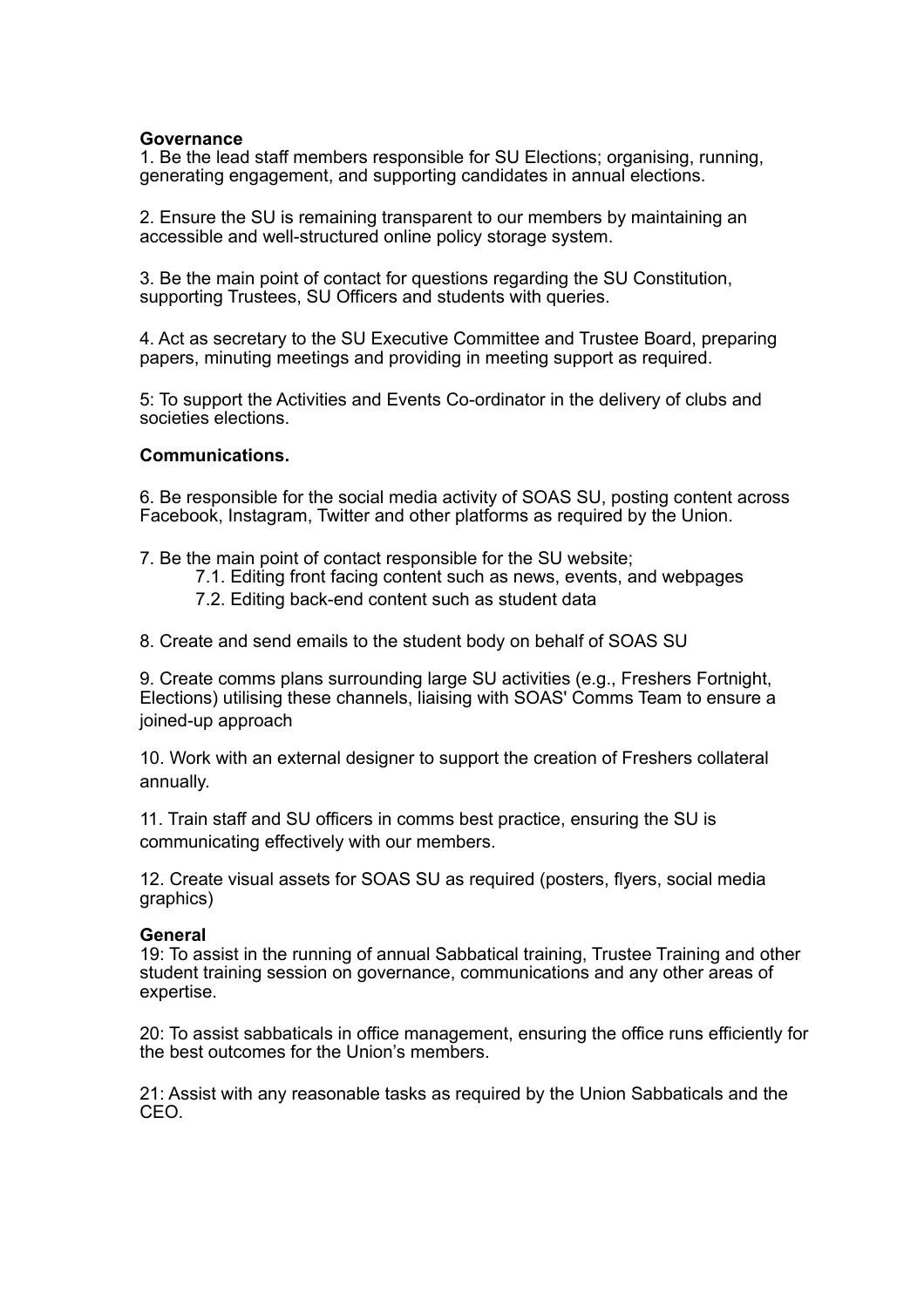**Governance**

1. Be the lead staff members responsible for SU Elections; organising, running, generating engagement, and supporting candidates in annual elections.

2. Ensure the SU is remaining transparent to our members by maintaining an accessible and well-structured online policy storage system.

3. Be the main point of contact for questions regarding the SU Constitution, supporting Trustees, SU Officers and students with queries.

4. Act as secretary to the SU Executive Committee and Trustee Board, preparing papers, minuting meetings and providing in meeting support as required.

5: To support the Activities and Events Co-ordinator in the delivery of clubs and societies elections.

**Communications.**

6. Be responsible for the social media activity of SOAS SU, posting content across Facebook, Instagram, Twitter and other platforms as required by the Union.

7. Be the main point of contact responsible for the SU website;
   7.1. Editing front facing content such as news, events, and webpages
   7.2. Editing back-end content such as student data

8. Create and send emails to the student body on behalf of SOAS SU

9. Create comms plans surrounding large SU activities (e.g., Freshers Fortnight, Elections) utilising these channels, liaising with SOAS' Comms Team to ensure a joined-up approach

10. Work with an external designer to support the creation of Freshers collateral annually.

11. Train staff and SU officers in comms best practice, ensuring the SU is communicating effectively with our members.

12. Create visual assets for SOAS SU as required (posters, flyers, social media graphics)

**General**

19: To assist in the running of annual Sabbatical training, Trustee Training and other student training session on governance, communications and any other areas of expertise.

20: To assist sabbaticals in office management, ensuring the office runs efficiently for the best outcomes for the Union's members.

21: Assist with any reasonable tasks as required by the Union Sabbaticals and the CEO.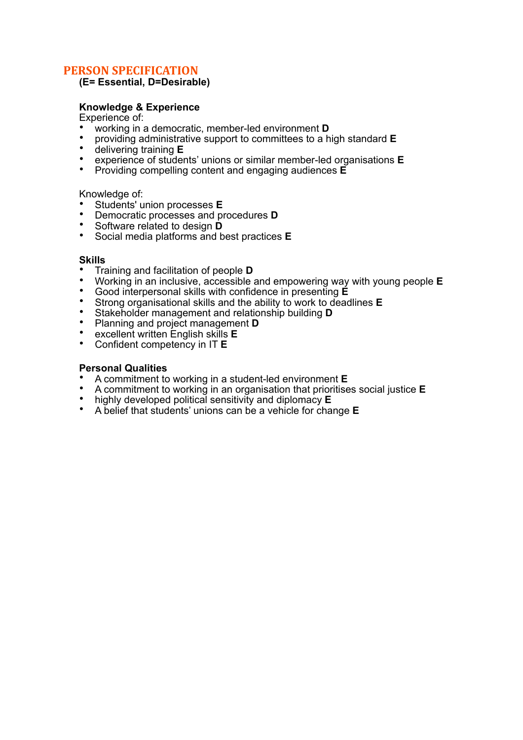# PERSON SPECIFICATION

**(E= Essential, D=Desirable)**

### Knowledge & Experience

Experience of:

- working in a democratic, member-led environment **D**
- providing administrative support to committees to a high standard **E**
- delivering training **E**
- experience of students' unions or similar member-led organisations **E**
- Providing compelling content and engaging audiences **E**

Knowledge of:

- Students' union processes **E**
- Democratic processes and procedures **D**
- Software related to design **D**
- Social media platforms and best practices **E**

### Skills

- Training and facilitation of people **D**
- Working in an inclusive, accessible and empowering way with young people **E**
- Good interpersonal skills with confidence in presenting **E**
- Strong organisational skills and the ability to work to deadlines **E**
- Stakeholder management and relationship building **D**
- Planning and project management **D**
- excellent written English skills **E**
- Confident competency in IT **E**

### Personal Qualities

- A commitment to working in a student-led environment **E**
- A commitment to working in an organisation that prioritises social justice **E**
- highly developed political sensitivity and diplomacy **E**
- A belief that students' unions can be a vehicle for change **E**